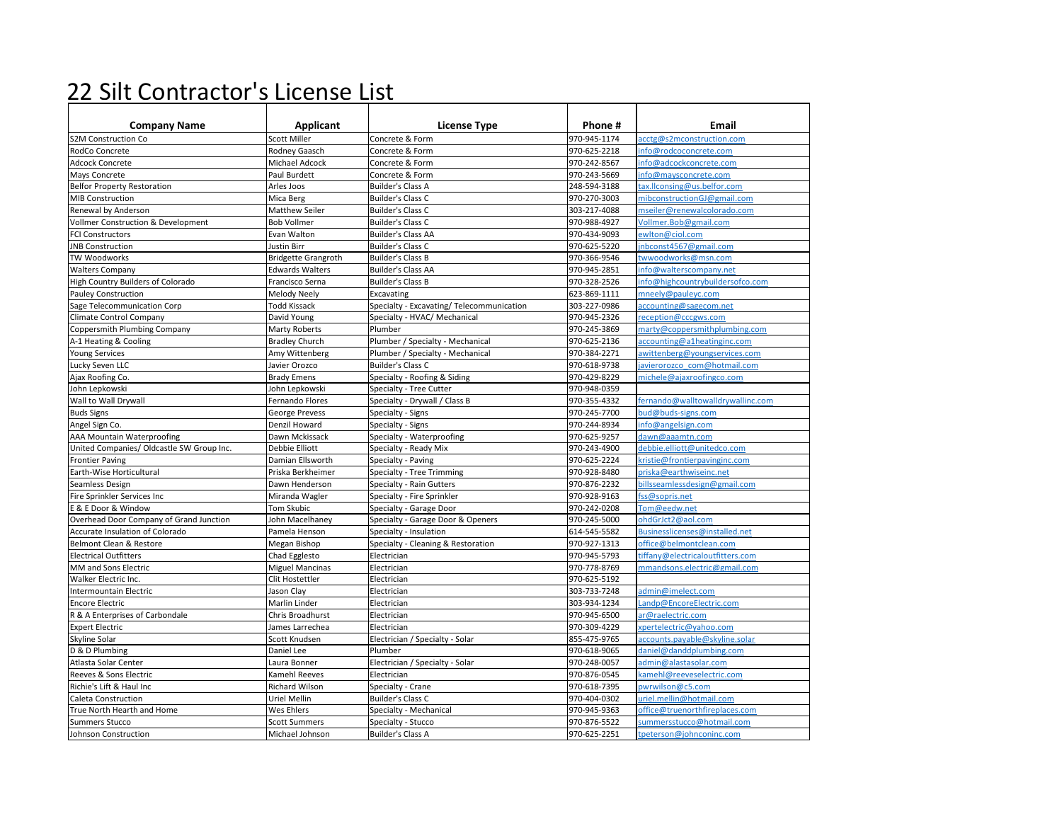# 22 Silt Contractor's License List

| Company Name | Applicant | License Type | Phone # | Email |
|---|---|---|---|---|
| S2M Construction Co | Scott Miller | Concrete & Form | 970-945-1174 | acctg@s2mconstruction.com |
| RodCo Concrete | Rodney Gaasch | Concrete & Form | 970-625-2218 | info@rodcoconcrete.com |
| Adcock Concrete | Michael Adcock | Concrete & Form | 970-242-8567 | info@adcockconcrete.com |
| Mays Concrete | Paul Burdett | Concrete & Form | 970-243-5669 | info@maysconcrete.com |
| Belfor Property Restoration | Arles Joos | Builder's Class A | 248-594-3188 | tax.llconsing@us.belfor.com |
| MIB Construction | Mica Berg | Builder's Class C | 970-270-3003 | mibconstructionGJ@gmail.com |
| Renewal by Anderson | Matthew Seiler | Builder's Class C | 303-217-4088 | mseiler@renewalcolorado.com |
| Vollmer Construction & Development | Bob Vollmer | Builder's Class C | 970-988-4927 | Vollmer.Bob@gmail.com |
| FCI Constructors | Evan Walton | Builder's Class AA | 970-434-9093 | ewlton@ciol.com |
| JNB Construction | Justin Birr | Builder's Class C | 970-625-5220 | jnbconst4567@gmail.com |
| TW Woodworks | Bridgette Grangroth | Builder's Class B | 970-366-9546 | twwoodworks@msn.com |
| Walters Company | Edwards Walters | Builder's Class AA | 970-945-2851 | info@walterscompany.net |
| High Country Builders of Colorado | Francisco Serna | Builder's Class B | 970-328-2526 | info@highcountrybuildersofco.com |
| Pauley Construction | Melody Neely | Excavating | 623-869-1111 | mneely@pauleyc.com |
| Sage Telecommunication Corp | Todd Kissack | Specialty - Excavating/ Telecommunication | 303-227-0986 | accounting@sagecom.net |
| Climate Control Company | David Young | Specialty - HVAC/ Mechanical | 970-945-2326 | reception@cccgws.com |
| Coppersmith Plumbing Company | Marty Roberts | Plumber | 970-245-3869 | marty@coppersmithplumbing.com |
| A-1 Heating & Cooling | Bradley Church | Plumber / Specialty - Mechanical | 970-625-2136 | accounting@a1heatinginc.com |
| Young Services | Amy Wittenberg | Plumber / Specialty - Mechanical | 970-384-2271 | awittenberg@youngservices.com |
| Lucky Seven LLC | Javier Orozco | Builder's Class C | 970-618-9738 | javierorozco_com@hotmail.com |
| Ajax Roofing Co. | Brady Emens | Specialty - Roofing & Siding | 970-429-8229 | michele@ajaxroofingco.com |
| John Lepkowski | John Lepkowski | Specialty - Tree Cutter | 970-948-0359 | |
| Wall to Wall Drywall | Fernando Flores | Specialty - Drywall / Class B | 970-355-4332 | fernando@walltowalldrywallinc.com |
| Buds Signs | George Prevess | Specialty - Signs | 970-245-7700 | bud@buds-signs.com |
| Angel Sign Co. | Denzil Howard | Specialty - Signs | 970-244-8934 | info@angelsign.com |
| AAA Mountain Waterproofing | Dawn Mckissack | Specialty - Waterproofing | 970-625-9257 | dawn@aaamtn.com |
| United Companies/ Oldcastle SW Group Inc. | Debbie Elliott | Specialty - Ready Mix | 970-243-4900 | debbie.elliott@unitedco.com |
| Frontier Paving | Damian Ellsworth | Specialty - Paving | 970-625-2224 | kristie@frontierpavinginc.com |
| Earth-Wise Horticultural | Priska Berkheimer | Specialty - Tree Trimming | 970-928-8480 | priska@earthwiseinc.net |
| Seamless Design | Dawn Henderson | Specialty - Rain Gutters | 970-876-2232 | billsseamlessdesign@gmail.com |
| Fire Sprinkler Services Inc | Miranda Wagler | Specialty - Fire Sprinkler | 970-928-9163 | fss@sopris.net |
| E & E Door & Window | Tom Skubic | Specialty - Garage Door | 970-242-0208 | Tom@eedw.net |
| Overhead Door Company of Grand Junction | John Macelhaney | Specialty - Garage Door & Openers | 970-245-5000 | ohdGrJct2@aol.com |
| Accurate Insulation of Colorado | Pamela Henson | Specialty - Insulation | 614-545-5582 | Businesslicenses@installed.net |
| Belmont Clean & Restore | Megan Bishop | Specialty - Cleaning & Restoration | 970-927-1313 | office@belmontclean.com |
| Electrical Outfitters | Chad Egglesto | Electrician | 970-945-5793 | tiffany@electricaloutfitters.com |
| MM and Sons Electric | Miguel Mancinas | Electrician | 970-778-8769 | mmandsons.electric@gmail.com |
| Walker Electric Inc. | Clit Hostettler | Electrician | 970-625-5192 | |
| Intermountain Electric | Jason Clay | Electrician | 303-733-7248 | admin@imelect.com |
| Encore Electric | Marlin Linder | Electrician | 303-934-1234 | Landp@EncoreElectric.com |
| R & A Enterprises of Carbondale | Chris Broadhurst | Electrician | 970-945-6500 | ar@raelectric.com |
| Expert Electric | James Larrechea | Electrician | 970-309-4229 | xpertelectric@yahoo.com |
| Skyline Solar | Scott Knudsen | Electrician / Specialty - Solar | 855-475-9765 | accounts.payable@skyline.solar |
| D & D Plumbing | Daniel Lee | Plumber | 970-618-9065 | daniel@danddplumbing.com |
| Atlasta Solar Center | Laura Bonner | Electrician / Specialty - Solar | 970-248-0057 | admin@alastasolar.com |
| Reeves & Sons Electric | Kamehl Reeves | Electrician | 970-876-0545 | kamehl@reeveselectric.com |
| Richie's Lift & Haul Inc | Richard Wilson | Specialty - Crane | 970-618-7395 | pwrwilson@c5.com |
| Caleta Construction | Uriel Mellin | Builder's Class C | 970-404-0302 | uriel.mellin@hotmail.com |
| True North Hearth and Home | Wes Ehlers | Specialty - Mechanical | 970-945-9363 | office@truenorthfireplaces.com |
| Summers Stucco | Scott Summers | Specialty - Stucco | 970-876-5522 | summersstucco@hotmail.com |
| Johnson Construction | Michael Johnson | Builder's Class A | 970-625-2251 | tpeterson@johnconinc.com |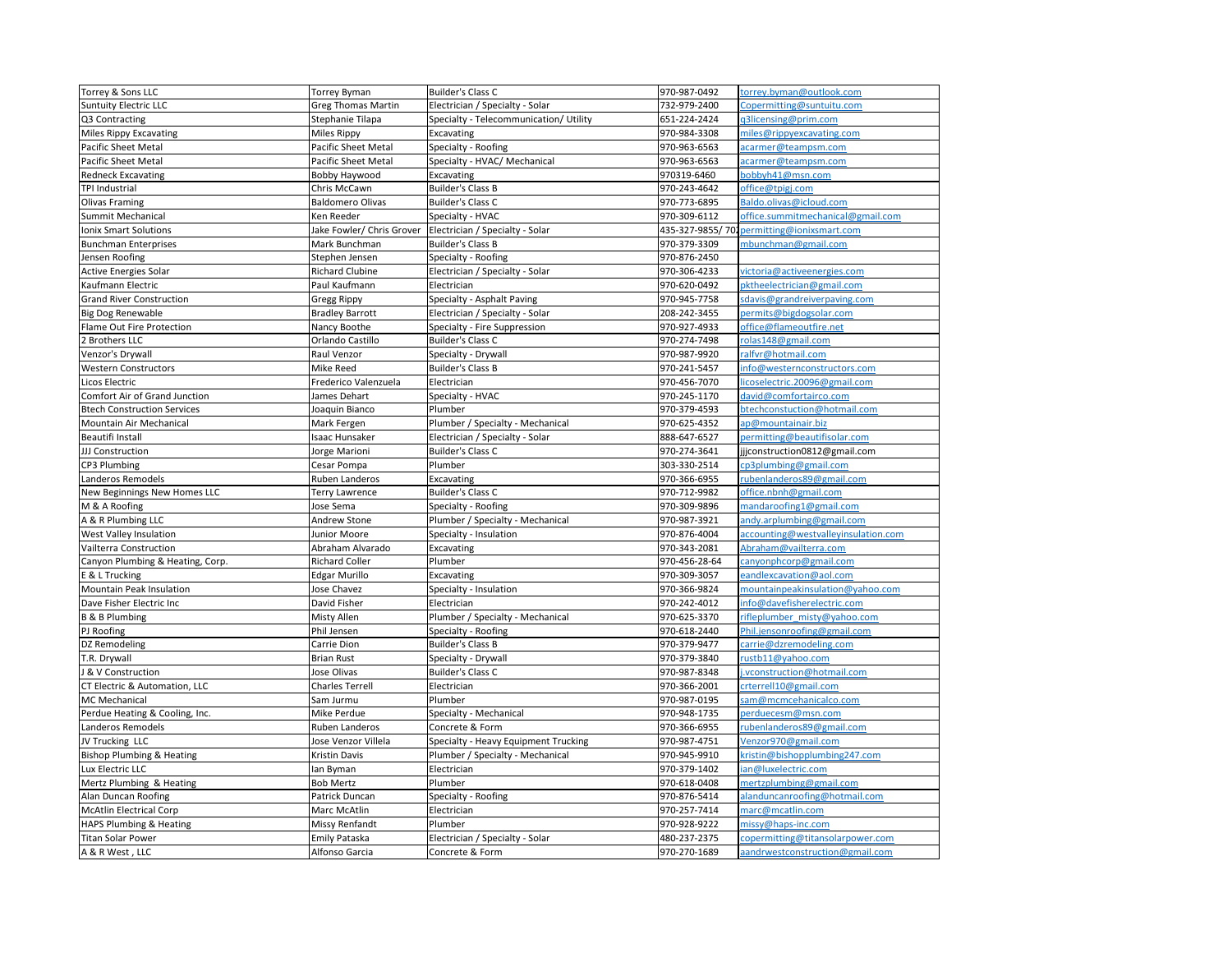| Torrey & Sons LLC | Torrey Byman | Builder's Class C | 970-987-0492 | torrey.byman@outlook.com |
|---|---|---|---|---|
| Suntuity Electric LLC | Greg Thomas Martin | Electrician / Specialty - Solar | 732-979-2400 | Copermitting@suntuitu.com |
| Q3 Contracting | Stephanie Tilapa | Specialty - Telecommunication/ Utility | 651-224-2424 | q3licensing@prim.com |
| Miles Rippy Excavating | Miles Rippy | Excavating | 970-984-3308 | miles@rippyexcavating.com |
| Pacific Sheet Metal | Pacific Sheet Metal | Specialty - Roofing | 970-963-6563 | acarmer@teampsm.com |
| Pacific Sheet Metal | Pacific Sheet Metal | Specialty - HVAC/ Mechanical | 970-963-6563 | acarmer@teampsm.com |
| Redneck Excavating | Bobby Haywood | Excavating | 970319-6460 | bobbyh41@msn.com |
| TPI Industrial | Chris McCawn | Builder's Class B | 970-243-4642 | office@tpigj.com |
| Olivas Framing | Baldomero Olivas | Builder's Class C | 970-773-6895 | Baldo.olivas@icloud.com |
| Summit Mechanical | Ken Reeder | Specialty - HVAC | 970-309-6112 | office.summitmechanical@gmail.com |
| Ionix Smart Solutions | Jake Fowler/ Chris Grover | Electrician / Specialty - Solar | 435-327-9855/ 70 | permitting@ionixsmart.com |
| Bunchman Enterprises | Mark Bunchman | Builder's Class B | 970-379-3309 | mbunchman@gmail.com |
| Jensen Roofing | Stephen Jensen | Specialty - Roofing | 970-876-2450 | |
| Active Energies Solar | Richard Clubine | Electrician / Specialty - Solar | 970-306-4233 | victoria@activeenergies.com |
| Kaufmann Electric | Paul Kaufmann | Electrician | 970-620-0492 | pktheelectrician@gmail.com |
| Grand River Construction | Gregg Rippy | Specialty - Asphalt Paving | 970-945-7758 | sdavis@grandreiverpaving.com |
| Big Dog Renewable | Bradley Barrott | Electrician / Specialty - Solar | 208-242-3455 | permits@bigdogsolar.com |
| Flame Out Fire Protection | Nancy Boothe | Specialty - Fire Suppression | 970-927-4933 | office@flameoutfire.net |
| 2 Brothers LLC | Orlando Castillo | Builder's Class C | 970-274-7498 | rolas148@gmail.com |
| Venzor's Drywall | Raul Venzor | Specialty - Drywall | 970-987-9920 | ralfvr@hotmail.com |
| Western Constructors | Mike Reed | Builder's Class B | 970-241-5457 | info@westernconstructors.com |
| Licos Electric | Frederico Valenzuela | Electrician | 970-456-7070 | licoselectric.20096@gmail.com |
| Comfort Air of Grand Junction | James Dehart | Specialty - HVAC | 970-245-1170 | david@comfortairco.com |
| Btech Construction Services | Joaquin Bianco | Plumber | 970-379-4593 | btechconstuction@hotmail.com |
| Mountain Air Mechanical | Mark Fergen | Plumber / Specialty - Mechanical | 970-625-4352 | ap@mountainair.biz |
| Beautifi Install | Isaac Hunsaker | Electrician / Specialty - Solar | 888-647-6527 | permitting@beautifisolar.com |
| JJJ Construction | Jorge Marioni | Builder's Class C | 970-274-3641 | jjjconstruction0812@gmail.com |
| CP3 Plumbing | Cesar Pompa | Plumber | 303-330-2514 | cp3plumbing@gmail.com |
| Landeros Remodels | Ruben Landeros | Excavating | 970-366-6955 | rubenlanderos89@gmail.com |
| New Beginnings New Homes LLC | Terry Lawrence | Builder's Class C | 970-712-9982 | office.nbnh@gmail.com |
| M & A Roofing | Jose Sema | Specialty - Roofing | 970-309-9896 | mandaroofing1@gmail.com |
| A & R Plumbing LLC | Andrew Stone | Plumber / Specialty - Mechanical | 970-987-3921 | andy.arplumbing@gmail.com |
| West Valley Insulation | Junior Moore | Specialty - Insulation | 970-876-4004 | accounting@westvalleyinsulation.com |
| Vailterra Construction | Abraham Alvarado | Excavating | 970-343-2081 | Abraham@vailterra.com |
| Canyon Plumbing & Heating, Corp. | Richard Coller | Plumber | 970-456-28-64 | canyonphcorp@gmail.com |
| E & L Trucking | Edgar Murillo | Excavating | 970-309-3057 | eandlexcavation@aol.com |
| Mountain Peak Insulation | Jose Chavez | Specialty - Insulation | 970-366-9824 | mountainpeakinsulation@yahoo.com |
| Dave Fisher Electric Inc | David Fisher | Electrician | 970-242-4012 | info@davefisherelectric.com |
| B & B Plumbing | Misty Allen | Plumber / Specialty - Mechanical | 970-625-3370 | rifleplumber_misty@yahoo.com |
| PJ Roofing | Phil Jensen | Specialty - Roofing | 970-618-2440 | Phil.jensonroofing@gmail.com |
| DZ Remodeling | Carrie Dion | Builder's Class B | 970-379-9477 | carrie@dzremodeling.com |
| T.R. Drywall | Brian Rust | Specialty - Drywall | 970-379-3840 | rustb11@yahoo.com |
| J & V Construction | Jose Olivas | Builder's Class C | 970-987-8348 | j.vconstruction@hotmail.com |
| CT Electric & Automation, LLC | Charles Terrell | Electrician | 970-366-2001 | crterrell10@gmail.com |
| MC Mechanical | Sam Jurmu | Plumber | 970-987-0195 | sam@mcmcehanicalco.com |
| Perdue Heating & Cooling, Inc. | Mike Perdue | Specialty - Mechanical | 970-948-1735 | perduecesm@msn.com |
| Landeros Remodels | Ruben Landeros | Concrete & Form | 970-366-6955 | rubenlanderos89@gmail.com |
| JV Trucking LLC | Jose Venzor Villela | Specialty - Heavy Equipment Trucking | 970-987-4751 | Venzor970@gmail.com |
| Bishop Plumbing & Heating | Kristin Davis | Plumber / Specialty - Mechanical | 970-945-9910 | kristin@bishopplumbing247.com |
| Lux Electric LLC | Ian Byman | Electrician | 970-379-1402 | ian@luxelectric.com |
| Mertz Plumbing & Heating | Bob Mertz | Plumber | 970-618-0408 | mertzplumbing@gmail.com |
| Alan Duncan Roofing | Patrick Duncan | Specialty - Roofing | 970-876-5414 | alanduncanroofing@hotmail.com |
| McAtlin Electrical Corp | Marc McAtlin | Electrician | 970-257-7414 | marc@mcatlin.com |
| HAPS Plumbing & Heating | Missy Renfandt | Plumber | 970-928-9222 | missy@haps-inc.com |
| Titan Solar Power | Emily Pataska | Electrician / Specialty - Solar | 480-237-2375 | copermitting@titansolarpower.com |
| A & R West , LLC | Alfonso Garcia | Concrete & Form | 970-270-1689 | aandrwestconstruction@gmail.com |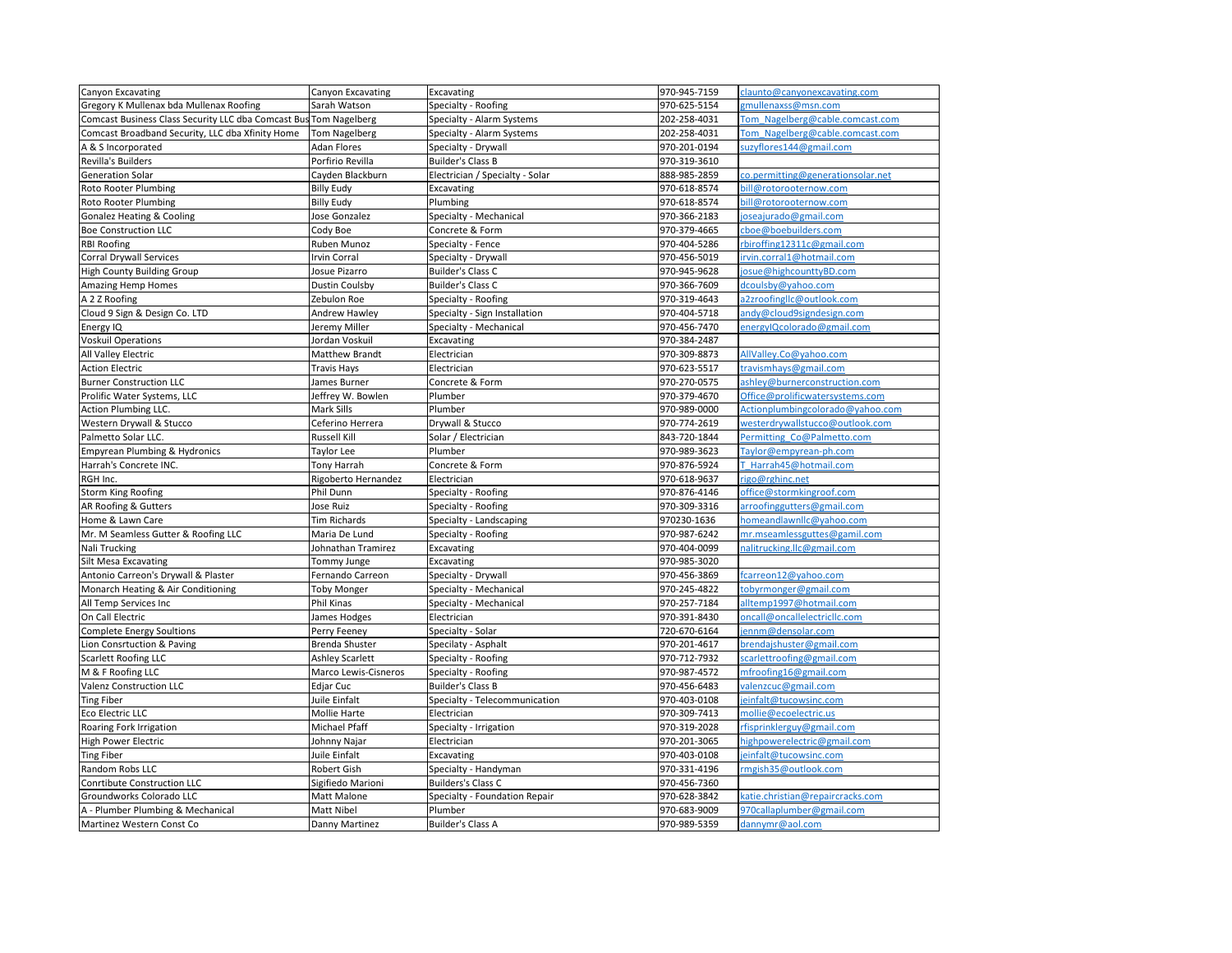| | | | | |
|---|---|---|---|---|
| Canyon Excavating | Canyon Excavating | Excavating | 970-945-7159 | claunto@canyonexcavating.com |
| Gregory K Mullenax bda Mullenax Roofing | Sarah Watson | Specialty - Roofing | 970-625-5154 | gmullenaxss@msn.com |
| Comcast Business Class Security LLC dba Comcast Bus | Tom Nagelberg | Specialty - Alarm Systems | 202-258-4031 | Tom_Nagelberg@cable.comcast.com |
| Comcast Broadband Security, LLC dba Xfinity Home | Tom Nagelberg | Specialty - Alarm Systems | 202-258-4031 | Tom_Nagelberg@cable.comcast.com |
| A & S Incorporated | Adan Flores | Specialty - Drywall | 970-201-0194 | suzyflores144@gmail.com |
| Revilla's Builders | Porfirio Revilla | Builder's Class B | 970-319-3610 | |
| Generation Solar | Cayden Blackburn | Electrician / Specialty - Solar | 888-985-2859 | co.permitting@generationsolar.net |
| Roto Rooter Plumbing | Billy Eudy | Excavating | 970-618-8574 | bill@rotorooternow.com |
| Roto Rooter Plumbing | Billy Eudy | Plumbing | 970-618-8574 | bill@rotorooternow.com |
| Gonalez Heating & Cooling | Jose Gonzalez | Specialty - Mechanical | 970-366-2183 | joseajurado@gmail.com |
| Boe Construction LLC | Cody Boe | Concrete & Form | 970-379-4665 | cboe@boebuilders.com |
| RBI Roofing | Ruben Munoz | Specialty - Fence | 970-404-5286 | rbiroffing12311c@gmail.com |
| Corral Drywall Services | Irvin Corral | Specialty - Drywall | 970-456-5019 | irvin.corral1@hotmail.com |
| High County Building Group | Josue Pizarro | Builder's Class C | 970-945-9628 | josue@highcounttyBD.com |
| Amazing Hemp Homes | Dustin Coulsby | Builder's Class C | 970-366-7609 | dcoulsby@yahoo.com |
| A 2 Z Roofing | Zebulon Roe | Specialty - Roofing | 970-319-4643 | a2zroofingllc@outlook.com |
| Cloud 9 Sign & Design Co. LTD | Andrew Hawley | Specialty - Sign Installation | 970-404-5718 | andy@cloud9signdesign.com |
| Energy IQ | Jeremy Miller | Specialty - Mechanical | 970-456-7470 | energyIQcolorado@gmail.com |
| Voskuil Operations | Jordan Voskuil | Excavating | 970-384-2487 | |
| All Valley Electric | Matthew Brandt | Electrician | 970-309-8873 | AllValley.Co@yahoo.com |
| Action Electric | Travis Hays | Electrician | 970-623-5517 | travismhays@gmail.com |
| Burner Construction LLC | James Burner | Concrete & Form | 970-270-0575 | ashley@burnerconstruction.com |
| Prolific Water Systems, LLC | Jeffrey W. Bowlen | Plumber | 970-379-4670 | Office@prolificwatersystems.com |
| Action Plumbing LLC. | Mark Sills | Plumber | 970-989-0000 | Actionplumbingcolorado@yahoo.com |
| Western Drywall & Stucco | Ceferino Herrera | Drywall & Stucco | 970-774-2619 | westerdrywallstucco@outlook.com |
| Palmetto Solar LLC. | Russell Kill | Solar / Electrician | 843-720-1844 | Permitting_Co@Palmetto.com |
| Empyrean Plumbing & Hydronics | Taylor Lee | Plumber | 970-989-3623 | Taylor@empyrean-ph.com |
| Harrah's Concrete INC. | Tony Harrah | Concrete & Form | 970-876-5924 | T_Harrah45@hotmail.com |
| RGH Inc. | Rigoberto Hernandez | Electrician | 970-618-9637 | rigo@rghinc.net |
| Storm King Roofing | Phil Dunn | Specialty - Roofing | 970-876-4146 | office@stormkingroof.com |
| AR Roofing & Gutters | Jose Ruiz | Specialty - Roofing | 970-309-3316 | arroofinggutters@gmail.com |
| Home & Lawn Care | Tim Richards | Specialty - Landscaping | 970230-1636 | homeandlawnllc@yahoo.com |
| Mr. M Seamless Gutter & Roofing LLC | Maria De Lund | Specialty - Roofing | 970-987-6242 | mr.mseamlessguttes@gamil.com |
| Nali Trucking | Johnathan Tramirez | Excavating | 970-404-0099 | nalitrucking.llc@gmail.com |
| Silt Mesa Excavating | Tommy Junge | Excavating | 970-985-3020 | |
| Antonio Carreon's Drywall & Plaster | Fernando Carreon | Specialty - Drywall | 970-456-3869 | fcarreon12@yahoo.com |
| Monarch Heating & Air Conditioning | Toby Monger | Specialty - Mechanical | 970-245-4822 | tobyrmonger@gmail.com |
| All Temp Services Inc | Phil Kinas | Specialty - Mechanical | 970-257-7184 | alltemp1997@hotmail.com |
| On Call Electric | James Hodges | Electrician | 970-391-8430 | oncall@oncallelectricllc.com |
| Complete Energy Soultions | Perry Feeney | Specialty - Solar | 720-670-6164 | jennm@densolar.com |
| Lion Consrtuction & Paving | Brenda Shuster | Specilaty - Asphalt | 970-201-4617 | brendajshuster@gmail.com |
| Scarlett Roofing LLC | Ashley Scarlett | Specialty - Roofing | 970-712-7932 | scarlettroofing@gmail.com |
| M & F Roofing LLC | Marco Lewis-Cisneros | Specialty - Roofing | 970-987-4572 | mfroofing16@gmail.com |
| Valenz Construction LLC | Edjar Cuc | Builder's Class B | 970-456-6483 | valenzcuc@gmail.com |
| Ting Fiber | Juile Einfalt | Specialty - Telecommunication | 970-403-0108 | jeinfalt@tucowsinc.com |
| Eco Electric LLC | Mollie Harte | Electrician | 970-309-7413 | mollie@ecoelectric.us |
| Roaring Fork Irrigation | Michael Pfaff | Specialty - Irrigation | 970-319-2028 | rfisprinklerguy@gmail.com |
| High Power Electric | Johnny Najar | Electrician | 970-201-3065 | highpowerelectric@gmail.com |
| Ting Fiber | Juile Einfalt | Excavating | 970-403-0108 | jeinfalt@tucowsinc.com |
| Random Robs LLC | Robert Gish | Specialty - Handyman | 970-331-4196 | rmgish35@outlook.com |
| Conrtibute Construction LLC | Sigifiedo Marioni | Builders's Class C | 970-456-7360 | |
| Groundworks Colorado LLC | Matt Malone | Specialty - Foundation Repair | 970-628-3842 | katie.christian@repaircracks.com |
| A - Plumber Plumbing & Mechanical | Matt Nibel | Plumber | 970-683-9009 | 970callaplumber@gmail.com |
| Martinez Western Const Co | Danny Martinez | Builder's Class A | 970-989-5359 | dannymr@aol.com |